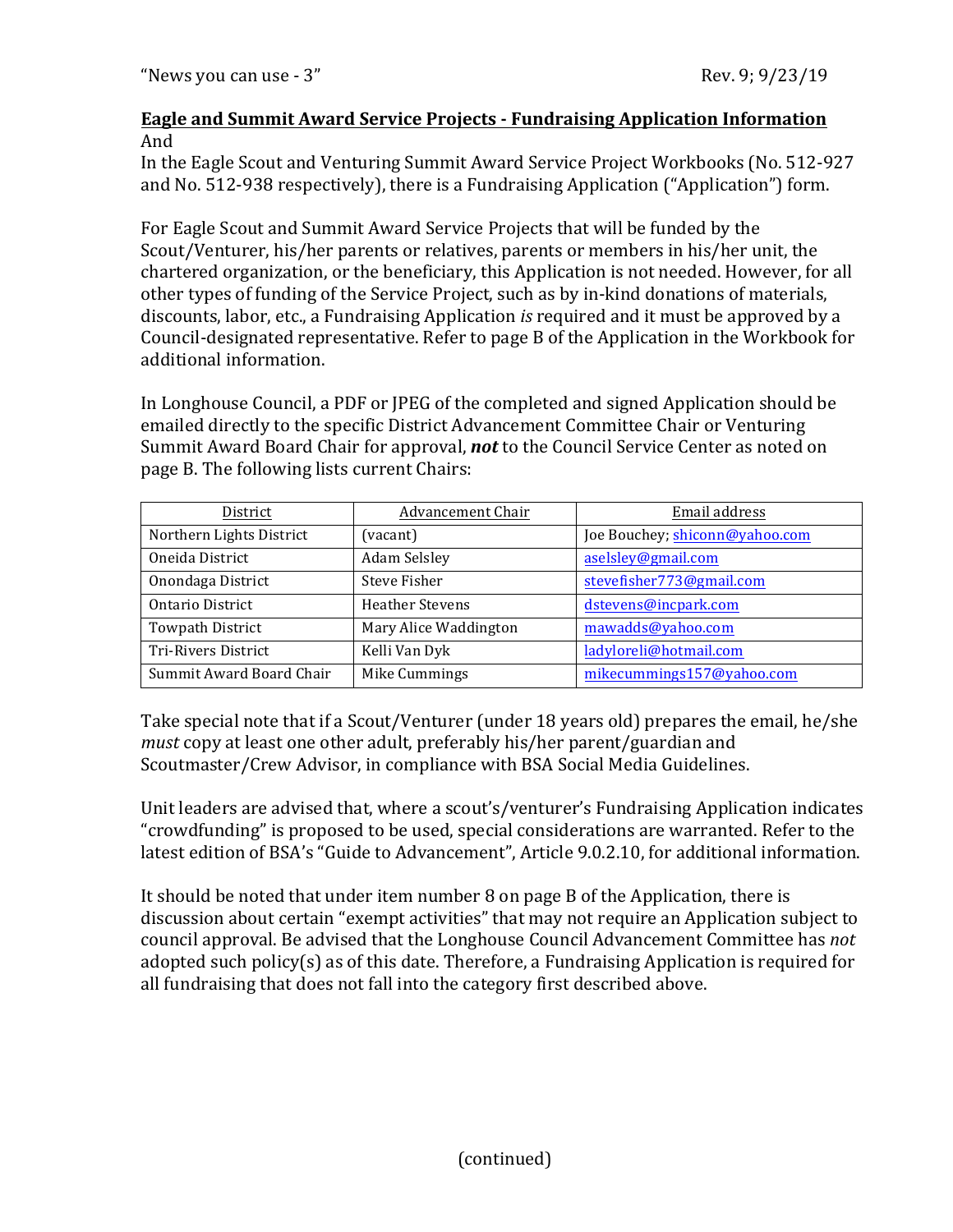"News you can use - 3" Rev. 9; 9/23/19

**Eagle and Summit Award Service Projects - Fundraising Application Information**
And
In the Eagle Scout and Venturing Summit Award Service Project Workbooks (No. 512-927 and No. 512-938 respectively), there is a Fundraising Application ("Application") form.

For Eagle Scout and Summit Award Service Projects that will be funded by the Scout/Venturer, his/her parents or relatives, parents or members in his/her unit, the chartered organization, or the beneficiary, this Application is not needed. However, for all other types of funding of the Service Project, such as by in-kind donations of materials, discounts, labor, etc., a Fundraising Application *is* required and it must be approved by a Council-designated representative. Refer to page B of the Application in the Workbook for additional information.

In Longhouse Council, a PDF or JPEG of the completed and signed Application should be emailed directly to the specific District Advancement Committee Chair or Venturing Summit Award Board Chair for approval, ***not*** to the Council Service Center as noted on page B. The following lists current Chairs:

| District | Advancement Chair | Email address |
|---|---|---|
| Northern Lights District | (vacant) | Joe Bouchey; shiconn@yahoo.com |
| Oneida District | Adam Selsley | aselsley@gmail.com |
| Onondaga District | Steve Fisher | stevefisher773@gmail.com |
| Ontario District | Heather Stevens | dstevens@incpark.com |
| Towpath District | Mary Alice Waddington | mawadds@yahoo.com |
| Tri-Rivers District | Kelli Van Dyk | ladyloreli@hotmail.com |
| Summit Award Board Chair | Mike Cummings | mikecummings157@yahoo.com |

Take special note that if a Scout/Venturer (under 18 years old) prepares the email, he/she *must* copy at least one other adult, preferably his/her parent/guardian and Scoutmaster/Crew Advisor, in compliance with BSA Social Media Guidelines.

Unit leaders are advised that, where a scout's/venturer's Fundraising Application indicates "crowdfunding" is proposed to be used, special considerations are warranted. Refer to the latest edition of BSA's "Guide to Advancement", Article 9.0.2.10, for additional information.

It should be noted that under item number 8 on page B of the Application, there is discussion about certain "exempt activities" that may not require an Application subject to council approval. Be advised that the Longhouse Council Advancement Committee has *not* adopted such policy(s) as of this date. Therefore, a Fundraising Application is required for all fundraising that does not fall into the category first described above.

(continued)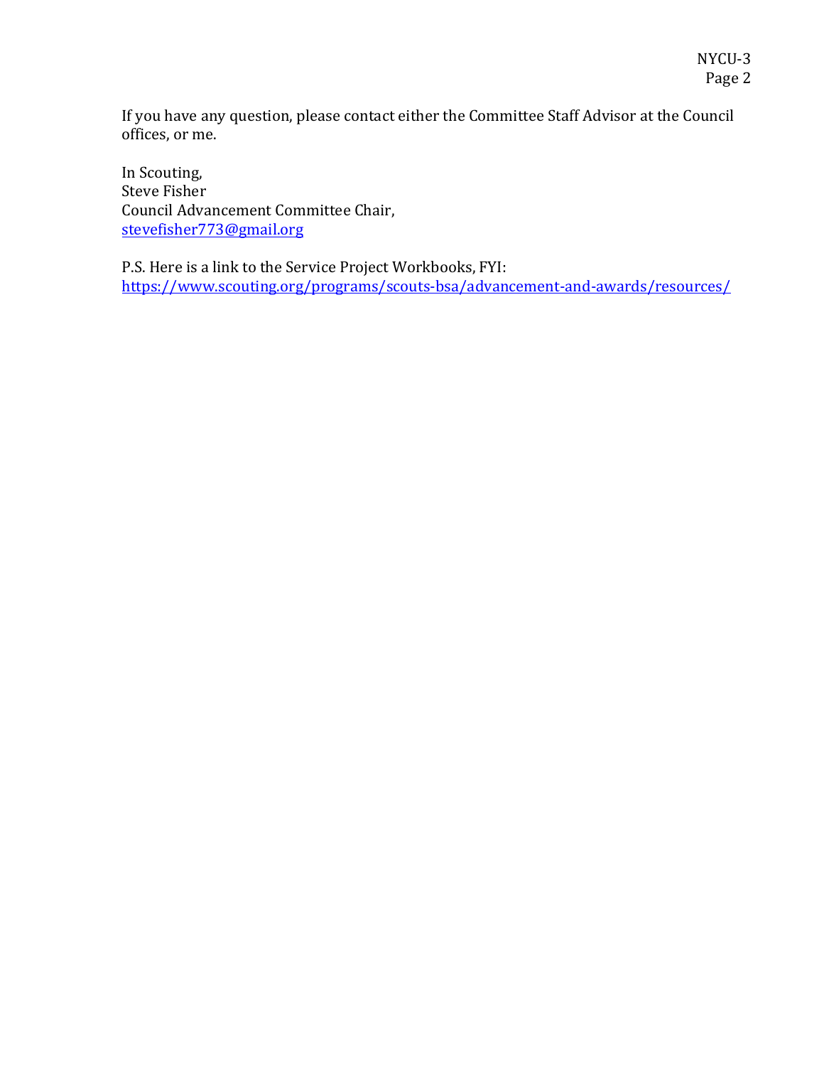If you have any question, please contact either the Committee Staff Advisor at the Council offices, or me.

In Scouting,
Steve Fisher
Council Advancement Committee Chair,
stevefisher773@gmail.org

P.S. Here is a link to the Service Project Workbooks, FYI:
https://www.scouting.org/programs/scouts-bsa/advancement-and-awards/resources/